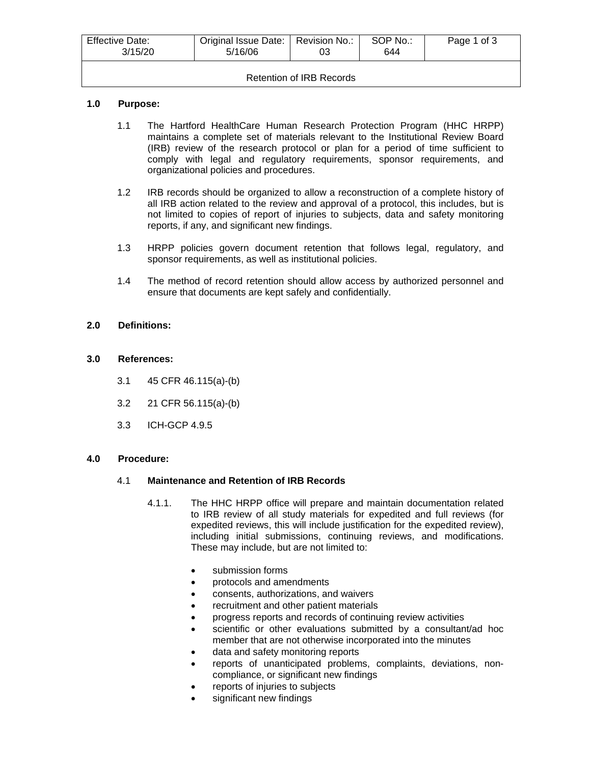| Effective Date: 3/15/20 | Original Issue Date: 5/16/06 | Revision No.: 03 | SOP No.: 644 |
|---|---|---|---|
| Retention of IRB Records | | | |

## 1.0 Purpose:

1.1 The Hartford HealthCare Human Research Protection Program (HHC HRPP) maintains a complete set of materials relevant to the Institutional Review Board (IRB) review of the research protocol or plan for a period of time sufficient to comply with legal and regulatory requirements, sponsor requirements, and organizational policies and procedures.

1.2 IRB records should be organized to allow a reconstruction of a complete history of all IRB action related to the review and approval of a protocol, this includes, but is not limited to copies of report of injuries to subjects, data and safety monitoring reports, if any, and significant new findings.

1.3 HRPP policies govern document retention that follows legal, regulatory, and sponsor requirements, as well as institutional policies.

1.4 The method of record retention should allow access by authorized personnel and ensure that documents are kept safely and confidentially.

## 2.0 Definitions:

## 3.0 References:

3.1 45 CFR 46.115(a)-(b)

3.2 21 CFR 56.115(a)-(b)

3.3 ICH-GCP 4.9.5

## 4.0 Procedure:

### 4.1 Maintenance and Retention of IRB Records

4.1.1. The HHC HRPP office will prepare and maintain documentation related to IRB review of all study materials for expedited and full reviews (for expedited reviews, this will include justification for the expedited review), including initial submissions, continuing reviews, and modifications. These may include, but are not limited to:

- submission forms
- protocols and amendments
- consents, authorizations, and waivers
- recruitment and other patient materials
- progress reports and records of continuing review activities
- scientific or other evaluations submitted by a consultant/ad hoc member that are not otherwise incorporated into the minutes
- data and safety monitoring reports
- reports of unanticipated problems, complaints, deviations, non-compliance, or significant new findings
- reports of injuries to subjects
- significant new findings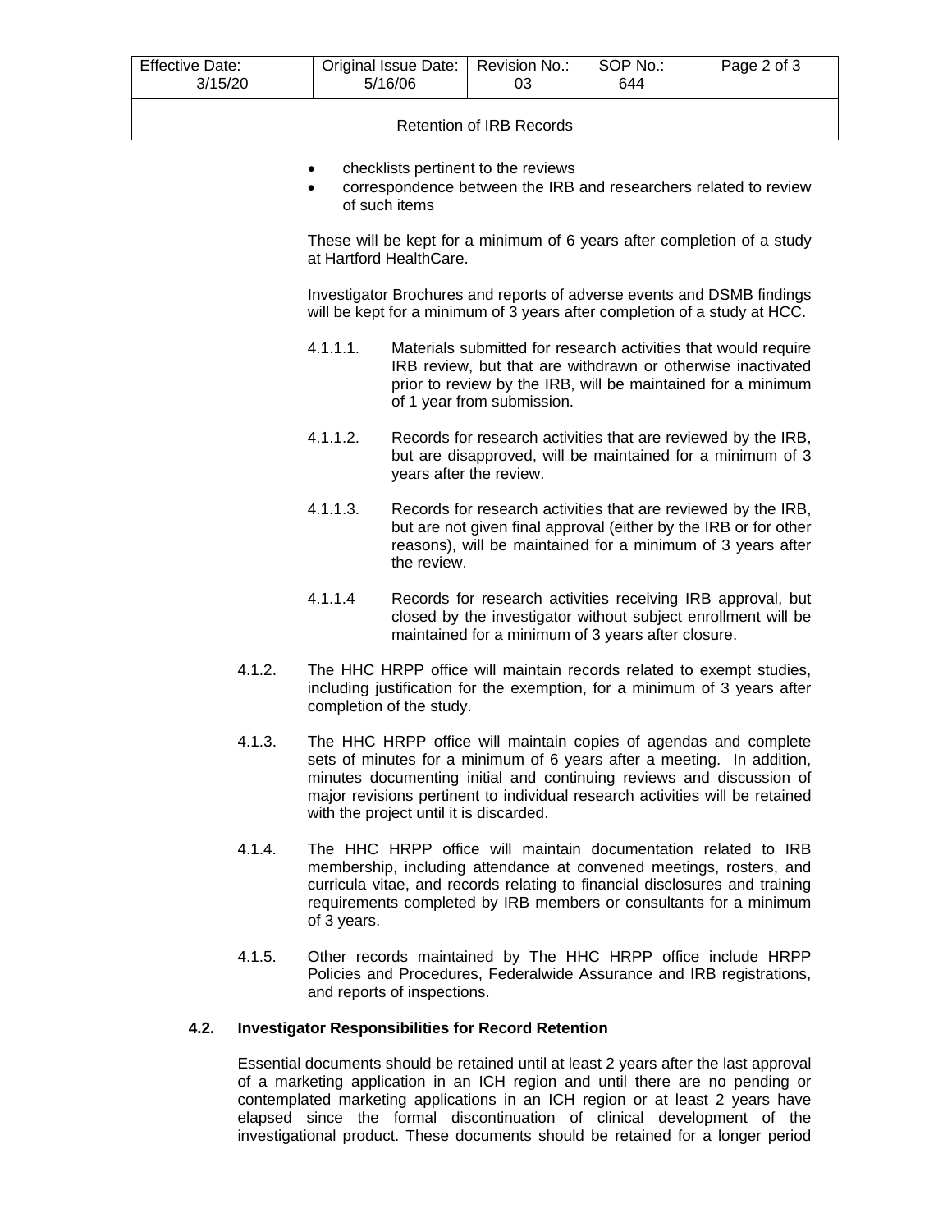- checklists pertinent to the reviews
- correspondence between the IRB and researchers related to review of such items

These will be kept for a minimum of 6 years after completion of a study at Hartford HealthCare.

Investigator Brochures and reports of adverse events and DSMB findings will be kept for a minimum of 3 years after completion of a study at HCC.

4.1.1.1. Materials submitted for research activities that would require IRB review, but that are withdrawn or otherwise inactivated prior to review by the IRB, will be maintained for a minimum of 1 year from submission.

4.1.1.2. Records for research activities that are reviewed by the IRB, but are disapproved, will be maintained for a minimum of 3 years after the review.

4.1.1.3. Records for research activities that are reviewed by the IRB, but are not given final approval (either by the IRB or for other reasons), will be maintained for a minimum of 3 years after the review.

4.1.1.4 Records for research activities receiving IRB approval, but closed by the investigator without subject enrollment will be maintained for a minimum of 3 years after closure.

4.1.2. The HHC HRPP office will maintain records related to exempt studies, including justification for the exemption, for a minimum of 3 years after completion of the study.

4.1.3. The HHC HRPP office will maintain copies of agendas and complete sets of minutes for a minimum of 6 years after a meeting. In addition, minutes documenting initial and continuing reviews and discussion of major revisions pertinent to individual research activities will be retained with the project until it is discarded.

4.1.4. The HHC HRPP office will maintain documentation related to IRB membership, including attendance at convened meetings, rosters, and curricula vitae, and records relating to financial disclosures and training requirements completed by IRB members or consultants for a minimum of 3 years.

4.1.5. Other records maintained by The HHC HRPP office include HRPP Policies and Procedures, Federalwide Assurance and IRB registrations, and reports of inspections.

**4.2. Investigator Responsibilities for Record Retention**

Essential documents should be retained until at least 2 years after the last approval of a marketing application in an ICH region and until there are no pending or contemplated marketing applications in an ICH region or at least 2 years have elapsed since the formal discontinuation of clinical development of the investigational product. These documents should be retained for a longer period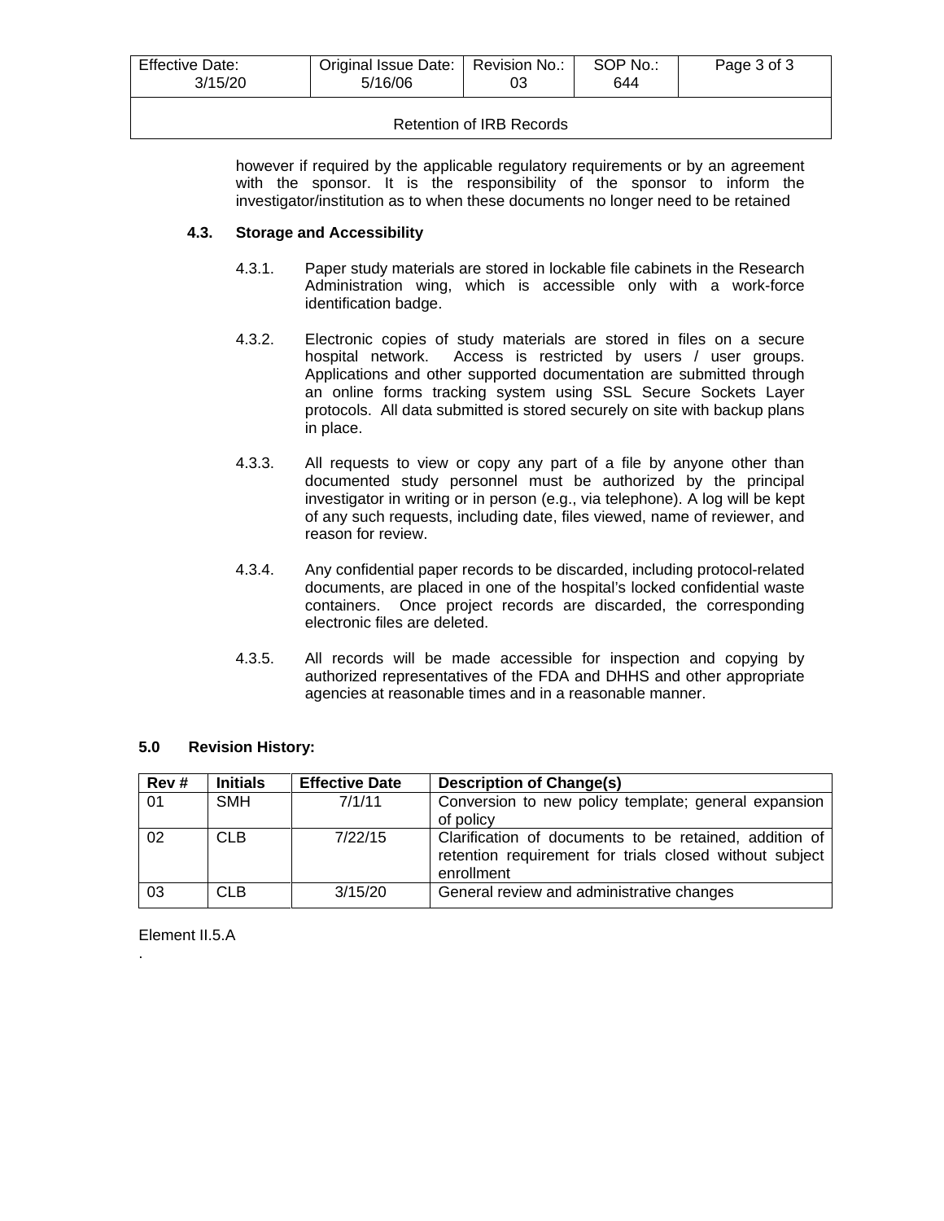however if required by the applicable regulatory requirements or by an agreement with the sponsor. It is the responsibility of the sponsor to inform the investigator/institution as to when these documents no longer need to be retained

### 4.3. Storage and Accessibility

4.3.1. Paper study materials are stored in lockable file cabinets in the Research Administration wing, which is accessible only with a work-force identification badge.

4.3.2. Electronic copies of study materials are stored in files on a secure hospital network. Access is restricted by users / user groups. Applications and other supported documentation are submitted through an online forms tracking system using SSL Secure Sockets Layer protocols. All data submitted is stored securely on site with backup plans in place.

4.3.3. All requests to view or copy any part of a file by anyone other than documented study personnel must be authorized by the principal investigator in writing or in person (e.g., via telephone). A log will be kept of any such requests, including date, files viewed, name of reviewer, and reason for review.

4.3.4. Any confidential paper records to be discarded, including protocol-related documents, are placed in one of the hospital's locked confidential waste containers. Once project records are discarded, the corresponding electronic files are deleted.

4.3.5. All records will be made accessible for inspection and copying by authorized representatives of the FDA and DHHS and other appropriate agencies at reasonable times and in a reasonable manner.

## 5.0 Revision History:

| Rev # | Initials | Effective Date | Description of Change(s) |
|---|---|---|---|
| 01 | SMH | 7/1/11 | Conversion to new policy template; general expansion of policy |
| 02 | CLB | 7/22/15 | Clarification of documents to be retained, addition of retention requirement for trials closed without subject enrollment |
| 03 | CLB | 3/15/20 | General review and administrative changes |

Element II.5.A

.